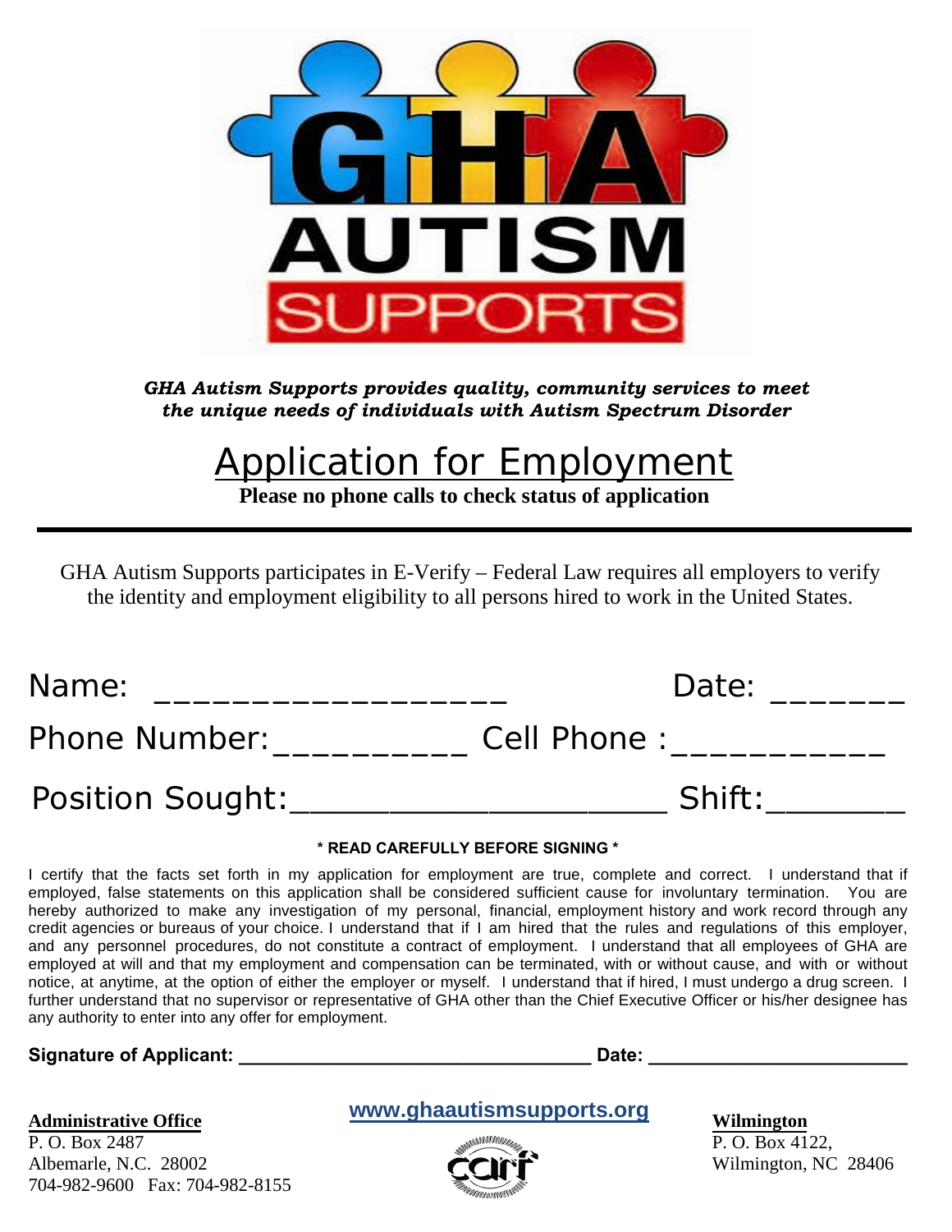# GHA AUTISM SUPPORTS

***GHA Autism Supports provides quality, community services to meet the unique needs of individuals with Autism Spectrum Disorder***

# Application for Employment

**Please no phone calls to check status of application**

---

GHA Autism Supports participates in E-Verify – Federal Law requires all employers to verify the identity and employment eligibility to all persons hired to work in the United States.

Name: ___________________ Date: _______

Phone Number:__________ Cell Phone :___________

Position Sought:_____________________ Shift:_______

**\* READ CAREFULLY BEFORE SIGNING \***

I certify that the facts set forth in my application for employment are true, complete and correct. I understand that if employed, false statements on this application shall be considered sufficient cause for involuntary termination. You are hereby authorized to make any investigation of my personal, financial, employment history and work record through any credit agencies or bureaus of your choice. I understand that if I am hired that the rules and regulations of this employer, and any personnel procedures, do not constitute a contract of employment. I understand that all employees of GHA are employed at will and that my employment and compensation can be terminated, with or without cause, and with or without notice, at anytime, at the option of either the employer or myself. I understand that if hired, I must undergo a drug screen. I further understand that no supervisor or representative of GHA other than the Chief Executive Officer or his/her designee has any authority to enter into any offer for employment.

**Signature of Applicant: ________________________________ Date: ________________________**

**Administrative Office**
P. O. Box 2487
Albemarle, N.C. 28002
704-982-9600 Fax: 704-982-8155

**www.ghaautismsupports.org**

carf

**Wilmington**
P. O. Box 4122,
Wilmington, NC 28406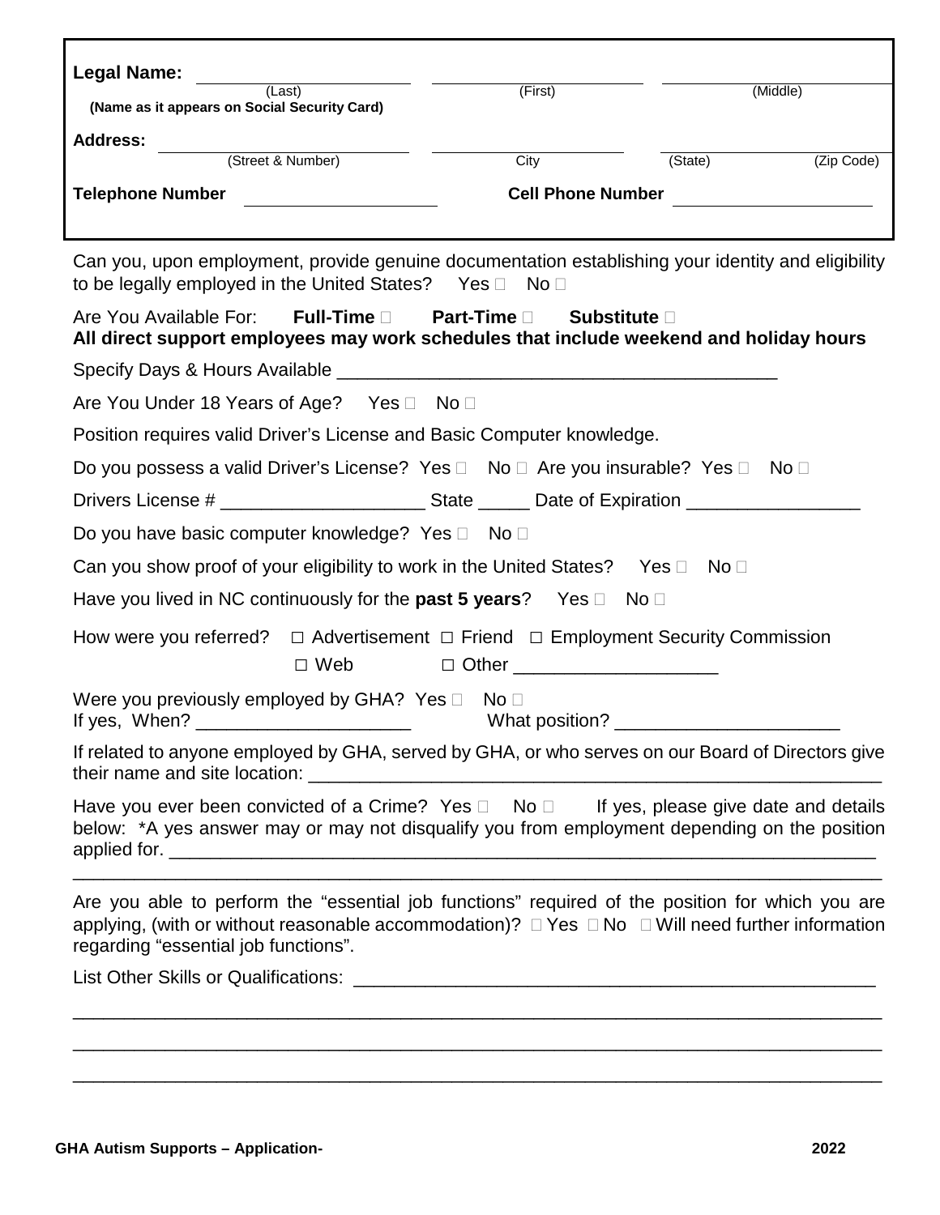**Legal Name:** ______________________ ______________________ ______________________
(Last) (First) (Middle)
**(Name as it appears on Social Security Card)**

**Address:** ______________________ ______________________ ______________________
(Street & Number) City (State) (Zip Code)

**Telephone Number** ______________________ **Cell Phone Number** ______________________

Can you, upon employment, provide genuine documentation establishing your identity and eligibility to be legally employed in the United States? Yes ☐ No ☐

Are You Available For: **Full-Time ☐** **Part-Time ☐** **Substitute ☐**
**All direct support employees may work schedules that include weekend and holiday hours**

Specify Days & Hours Available ____________________________________________

Are You Under 18 Years of Age? Yes ☐ No ☐

Position requires valid Driver's License and Basic Computer knowledge.

Do you possess a valid Driver's License? Yes ☐ No ☐ Are you insurable? Yes ☐ No ☐

Drivers License # ____________________ State _____ Date of Expiration _________________

Do you have basic computer knowledge? Yes ☐ No ☐

Can you show proof of your eligibility to work in the United States? Yes ☐ No ☐

Have you lived in NC continuously for the **past 5 years**? Yes ☐ No ☐

How were you referred? ☐ Advertisement ☐ Friend ☐ Employment Security Commission
☐ Web ☐ Other ____________________

Were you previously employed by GHA? Yes ☐ No ☐
If yes, When? _____________________ What position? ______________________

If related to anyone employed by GHA, served by GHA, or who serves on our Board of Directors give their name and site location: ____________________________________________________________

Have you ever been convicted of a Crime? Yes ☐ No ☐ If yes, please give date and details below: *A yes answer may or may not disqualify you from employment depending on the position applied for. ________________________________________________________________________
________________________________________________________________________________

Are you able to perform the "essential job functions" required of the position for which you are applying, (with or without reasonable accommodation)? ☐ Yes ☐ No ☐ Will need further information regarding "essential job functions".

List Other Skills or Qualifications: ____________________________________________________
________________________________________________________________________________
________________________________________________________________________________
________________________________________________________________________________

**GHA Autism Supports – Application-** **2022**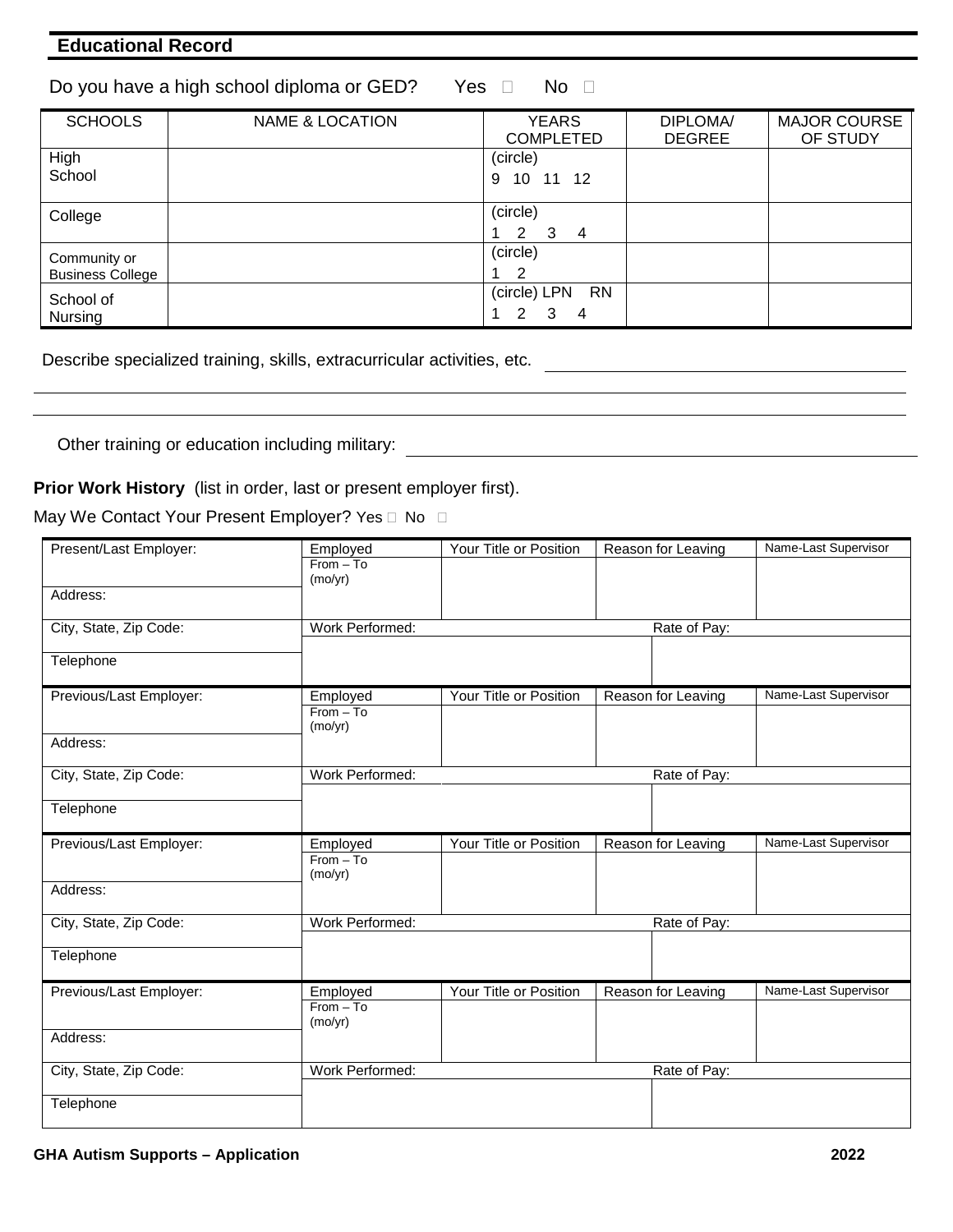## Educational Record

Do you have a high school diploma or GED? Yes ☐ No ☐

| SCHOOLS | NAME & LOCATION | YEARS COMPLETED | DIPLOMA/ DEGREE | MAJOR COURSE OF STUDY |
|---|---|---|---|---|
| High School | | (circle) 9 10 11 12 | | |
| College | | (circle) 1 2 3 4 | | |
| Community or Business College | | (circle) 1 2 | | |
| School of Nursing | | (circle) LPN RN 1 2 3 4 | | |

Describe specialized training, skills, extracurricular activities, etc. ____________________

____________________

____________________

Other training or education including military: ____________________

**Prior Work History** (list in order, last or present employer first).

May We Contact Your Present Employer? Yes ☐ No ☐

| Present/Last Employer: | Employed From – To (mo/yr) | Your Title or Position | Reason for Leaving | Name-Last Supervisor |
|---|---|---|---|---|
| Address: | | | | |
| City, State, Zip Code: | Work Performed: | | Rate of Pay: | |
| Telephone | | | | |

| Previous/Last Employer: | Employed From – To (mo/yr) | Your Title or Position | Reason for Leaving | Name-Last Supervisor |
|---|---|---|---|---|
| Address: | | | | |
| City, State, Zip Code: | Work Performed: | | Rate of Pay: | |
| Telephone | | | | |

| Previous/Last Employer: | Employed From – To (mo/yr) | Your Title or Position | Reason for Leaving | Name-Last Supervisor |
|---|---|---|---|---|
| Address: | | | | |
| City, State, Zip Code: | Work Performed: | | Rate of Pay: | |
| Telephone | | | | |

| Previous/Last Employer: | Employed From – To (mo/yr) | Your Title or Position | Reason for Leaving | Name-Last Supervisor |
|---|---|---|---|---|
| Address: | | | | |
| City, State, Zip Code: | Work Performed: | | Rate of Pay: | |
| Telephone | | | | |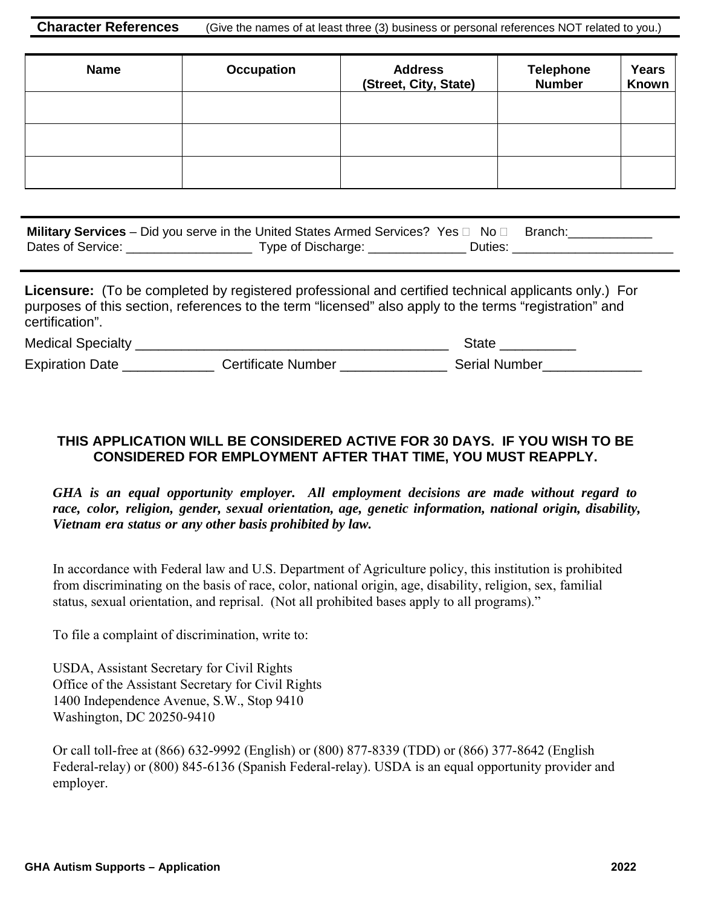**Character References** (Give the names of at least three (3) business or personal references NOT related to you.)

| Name | Occupation | Address (Street, City, State) | Telephone Number | Years Known |
|---|---|---|---|---|
| | | | | |
| | | | | |
| | | | | |

**Military Services** – Did you serve in the United States Armed Services? Yes ☐ No ☐ Branch:____________
Dates of Service: __________________ Type of Discharge: ______________ Duties: ________________________

**Licensure:** (To be completed by registered professional and certified technical applicants only.) For purposes of this section, references to the term "licensed" also apply to the terms "registration" and certification".

Medical Specialty ___________________________________________ State __________

Expiration Date ____________ Certificate Number ______________ Serial Number_____________

**THIS APPLICATION WILL BE CONSIDERED ACTIVE FOR 30 DAYS. IF YOU WISH TO BE CONSIDERED FOR EMPLOYMENT AFTER THAT TIME, YOU MUST REAPPLY.**

***GHA is an equal opportunity employer. All employment decisions are made without regard to race, color, religion, gender, sexual orientation, age, genetic information, national origin, disability, Vietnam era status or any other basis prohibited by law.***

In accordance with Federal law and U.S. Department of Agriculture policy, this institution is prohibited from discriminating on the basis of race, color, national origin, age, disability, religion, sex, familial status, sexual orientation, and reprisal. (Not all prohibited bases apply to all programs)."

To file a complaint of discrimination, write to:

USDA, Assistant Secretary for Civil Rights
Office of the Assistant Secretary for Civil Rights
1400 Independence Avenue, S.W., Stop 9410
Washington, DC 20250-9410

Or call toll-free at (866) 632-9992 (English) or (800) 877-8339 (TDD) or (866) 377-8642 (English Federal-relay) or (800) 845-6136 (Spanish Federal-relay). USDA is an equal opportunity provider and employer.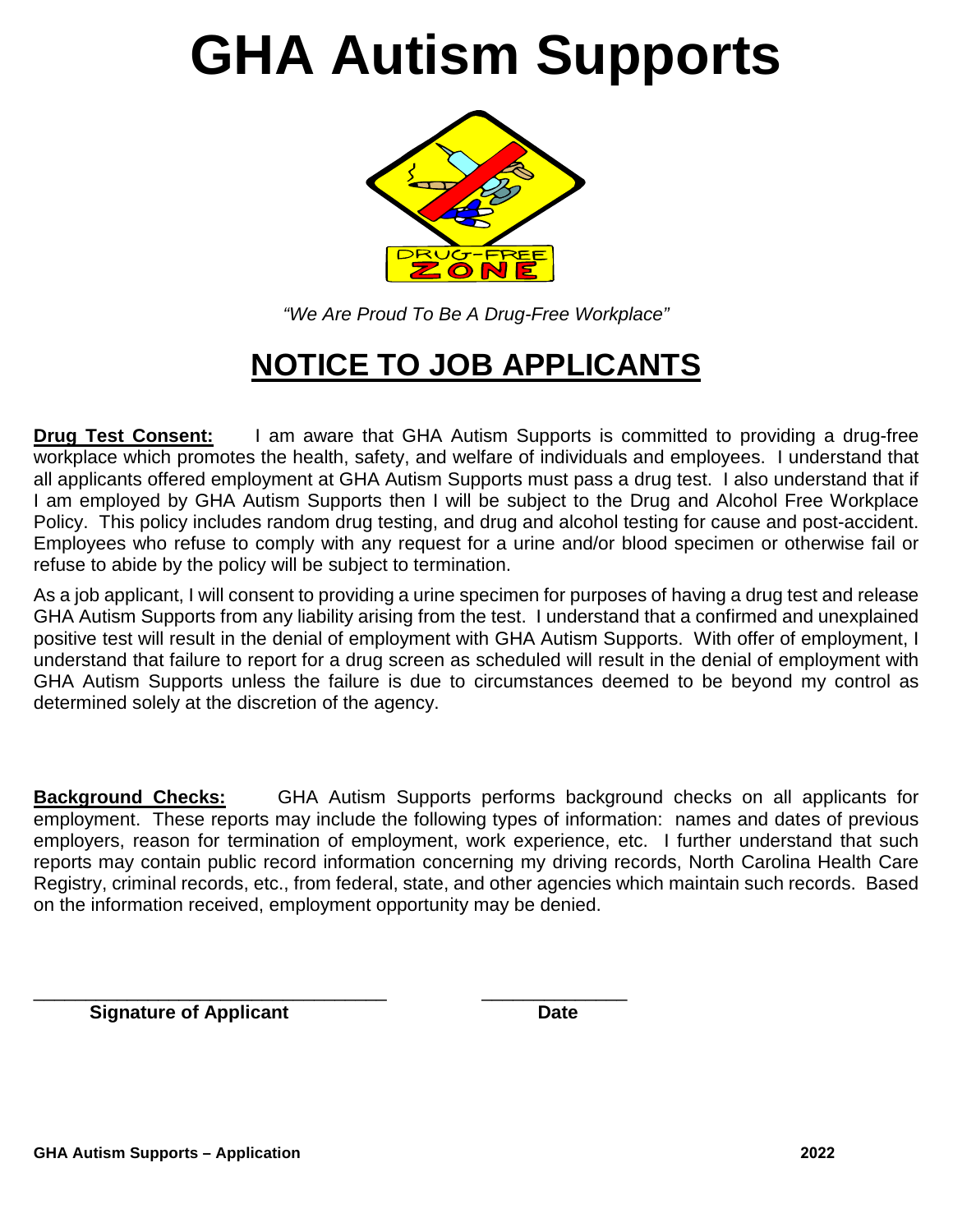# GHA Autism Supports

*"We Are Proud To Be A Drug-Free Workplace"*

## NOTICE TO JOB APPLICANTS

**Drug Test Consent:** I am aware that GHA Autism Supports is committed to providing a drug-free workplace which promotes the health, safety, and welfare of individuals and employees. I understand that all applicants offered employment at GHA Autism Supports must pass a drug test. I also understand that if I am employed by GHA Autism Supports then I will be subject to the Drug and Alcohol Free Workplace Policy. This policy includes random drug testing, and drug and alcohol testing for cause and post-accident. Employees who refuse to comply with any request for a urine and/or blood specimen or otherwise fail or refuse to abide by the policy will be subject to termination.

As a job applicant, I will consent to providing a urine specimen for purposes of having a drug test and release GHA Autism Supports from any liability arising from the test. I understand that a confirmed and unexplained positive test will result in the denial of employment with GHA Autism Supports. With offer of employment, I understand that failure to report for a drug screen as scheduled will result in the denial of employment with GHA Autism Supports unless the failure is due to circumstances deemed to be beyond my control as determined solely at the discretion of the agency.

**Background Checks:** GHA Autism Supports performs background checks on all applicants for employment. These reports may include the following types of information: names and dates of previous employers, reason for termination of employment, work experience, etc. I further understand that such reports may contain public record information concerning my driving records, North Carolina Health Care Registry, criminal records, etc., from federal, state, and other agencies which maintain such records. Based on the information received, employment opportunity may be denied.

\_\_\_\_\_\_\_\_\_\_\_\_\_\_\_\_\_\_\_\_\_\_\_\_\_\_\_\_\_\_\_\_\_\_\_\_ \_\_\_\_\_\_\_\_\_\_\_\_\_\_\_

**Signature of Applicant** **Date**